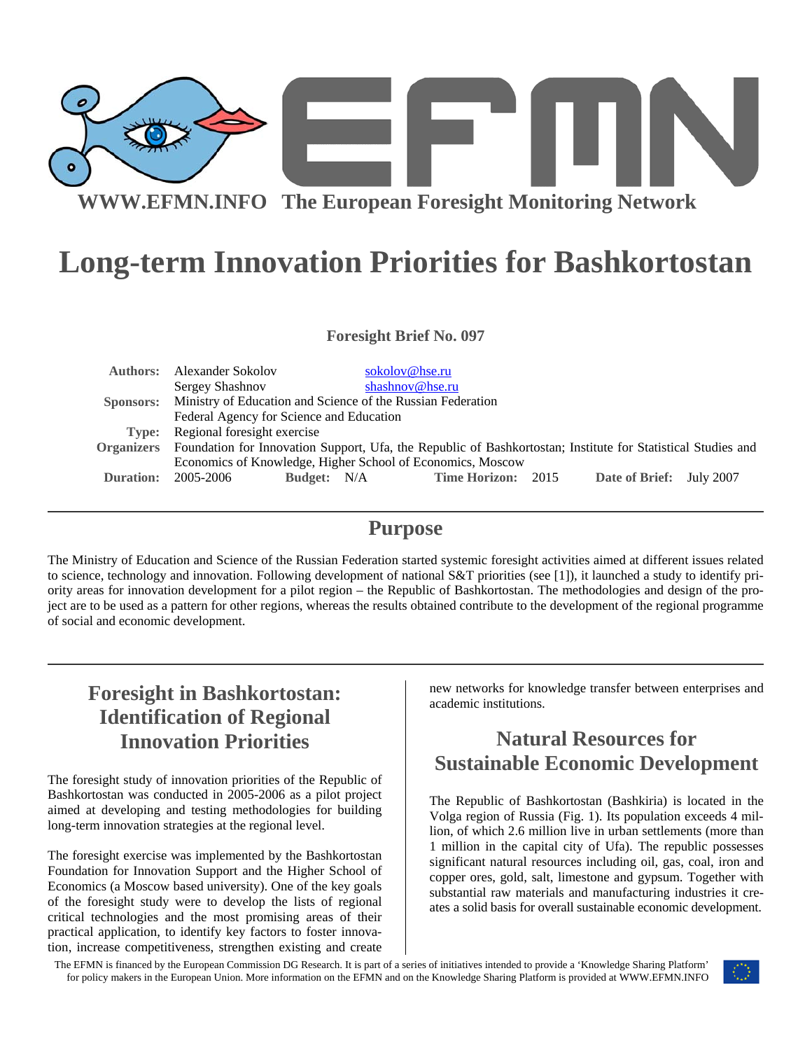WWW.EFMN.INFO The European Foresight Monitoring Network

# Long-term Innovation Priorities for Bashkortostan

**Foresight Brief No. 097**

| | |
|---|---|
| **Authors:** | Alexander Sokolov sokolov@hse.ru |
| | Sergey Shashnov shashnov@hse.ru |
| **Sponsors:** | Ministry of Education and Science of the Russian Federation |
| | Federal Agency for Science and Education |
| **Type:** | Regional foresight exercise |
| **Organizers** | Foundation for Innovation Support, Ufa, the Republic of Bashkortostan; Institute for Statistical Studies and Economics of Knowledge, Higher School of Economics, Moscow |
| **Duration:** | 2005-2006 **Budget:** N/A **Time Horizon:** 2015 **Date of Brief:** July 2007 |

## Purpose

The Ministry of Education and Science of the Russian Federation started systemic foresight activities aimed at different issues related to science, technology and innovation. Following development of national S&T priorities (see [1]), it launched a study to identify priority areas for innovation development for a pilot region – the Republic of Bashkortostan. The methodologies and design of the project are to be used as a pattern for other regions, whereas the results obtained contribute to the development of the regional programme of social and economic development.

## Foresight in Bashkortostan: Identification of Regional Innovation Priorities

The foresight study of innovation priorities of the Republic of Bashkortostan was conducted in 2005-2006 as a pilot project aimed at developing and testing methodologies for building long-term innovation strategies at the regional level.

The foresight exercise was implemented by the Bashkortostan Foundation for Innovation Support and the Higher School of Economics (a Moscow based university). One of the key goals of the foresight study were to develop the lists of regional critical technologies and the most promising areas of their practical application, to identify key factors to foster innovation, increase competitiveness, strengthen existing and create new networks for knowledge transfer between enterprises and academic institutions.

## Natural Resources for Sustainable Economic Development

The Republic of Bashkortostan (Bashkiria) is located in the Volga region of Russia (Fig. 1). Its population exceeds 4 million, of which 2.6 million live in urban settlements (more than 1 million in the capital city of Ufa). The republic possesses significant natural resources including oil, gas, coal, iron and copper ores, gold, salt, limestone and gypsum. Together with substantial raw materials and manufacturing industries it creates a solid basis for overall sustainable economic development.

The EFMN is financed by the European Commission DG Research. It is part of a series of initiatives intended to provide a 'Knowledge Sharing Platform' for policy makers in the European Union. More information on the EFMN and on the Knowledge Sharing Platform is provided at WWW.EFMN.INFO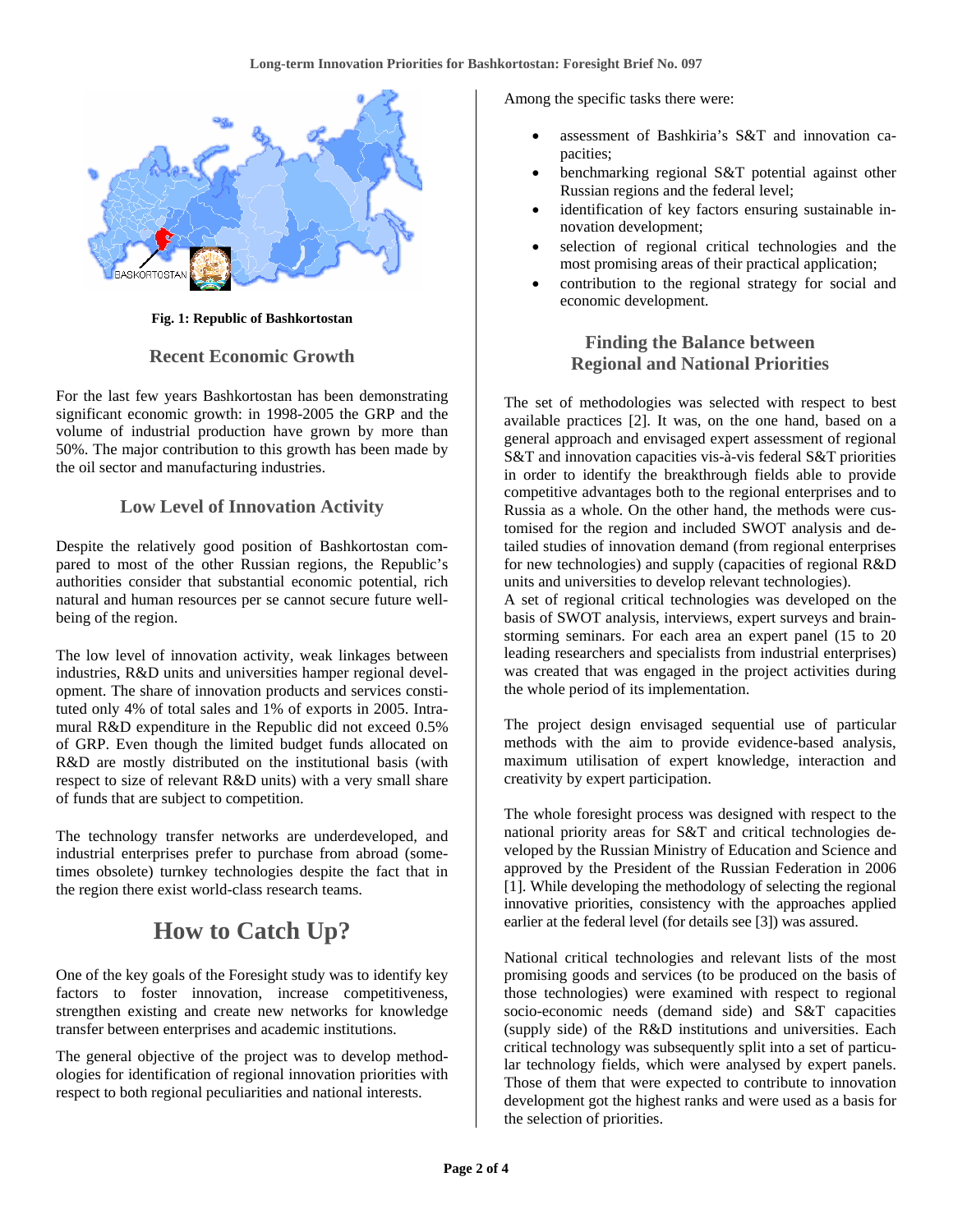Fig. 1: Republic of Bashkortostan

## Recent Economic Growth

For the last few years Bashkortostan has been demonstrating significant economic growth: in 1998-2005 the GRP and the volume of industrial production have grown by more than 50%. The major contribution to this growth has been made by the oil sector and manufacturing industries.

## Low Level of Innovation Activity

Despite the relatively good position of Bashkortostan compared to most of the other Russian regions, the Republic's authorities consider that substantial economic potential, rich natural and human resources per se cannot secure future well-being of the region.

The low level of innovation activity, weak linkages between industries, R&D units and universities hamper regional development. The share of innovation products and services constituted only 4% of total sales and 1% of exports in 2005. Intramural R&D expenditure in the Republic did not exceed 0.5% of GRP. Even though the limited budget funds allocated on R&D are mostly distributed on the institutional basis (with respect to size of relevant R&D units) with a very small share of funds that are subject to competition.

The technology transfer networks are underdeveloped, and industrial enterprises prefer to purchase from abroad (sometimes obsolete) turnkey technologies despite the fact that in the region there exist world-class research teams.

# How to Catch Up?

One of the key goals of the Foresight study was to identify key factors to foster innovation, increase competitiveness, strengthen existing and create new networks for knowledge transfer between enterprises and academic institutions.

The general objective of the project was to develop methodologies for identification of regional innovation priorities with respect to both regional peculiarities and national interests.

Among the specific tasks there were:

- assessment of Bashkiria's S&T and innovation capacities;
- benchmarking regional S&T potential against other Russian regions and the federal level;
- identification of key factors ensuring sustainable innovation development;
- selection of regional critical technologies and the most promising areas of their practical application;
- contribution to the regional strategy for social and economic development.

## Finding the Balance between Regional and National Priorities

The set of methodologies was selected with respect to best available practices [2]. It was, on the one hand, based on a general approach and envisaged expert assessment of regional S&T and innovation capacities vis-à-vis federal S&T priorities in order to identify the breakthrough fields able to provide competitive advantages both to the regional enterprises and to Russia as a whole. On the other hand, the methods were customised for the region and included SWOT analysis and detailed studies of innovation demand (from regional enterprises for new technologies) and supply (capacities of regional R&D units and universities to develop relevant technologies).
A set of regional critical technologies was developed on the basis of SWOT analysis, interviews, expert surveys and brainstorming seminars. For each area an expert panel (15 to 20 leading researchers and specialists from industrial enterprises) was created that was engaged in the project activities during the whole period of its implementation.

The project design envisaged sequential use of particular methods with the aim to provide evidence-based analysis, maximum utilisation of expert knowledge, interaction and creativity by expert participation.

The whole foresight process was designed with respect to the national priority areas for S&T and critical technologies developed by the Russian Ministry of Education and Science and approved by the President of the Russian Federation in 2006 [1]. While developing the methodology of selecting the regional innovative priorities, consistency with the approaches applied earlier at the federal level (for details see [3]) was assured.

National critical technologies and relevant lists of the most promising goods and services (to be produced on the basis of those technologies) were examined with respect to regional socio-economic needs (demand side) and S&T capacities (supply side) of the R&D institutions and universities. Each critical technology was subsequently split into a set of particular technology fields, which were analysed by expert panels. Those of them that were expected to contribute to innovation development got the highest ranks and were used as a basis for the selection of priorities.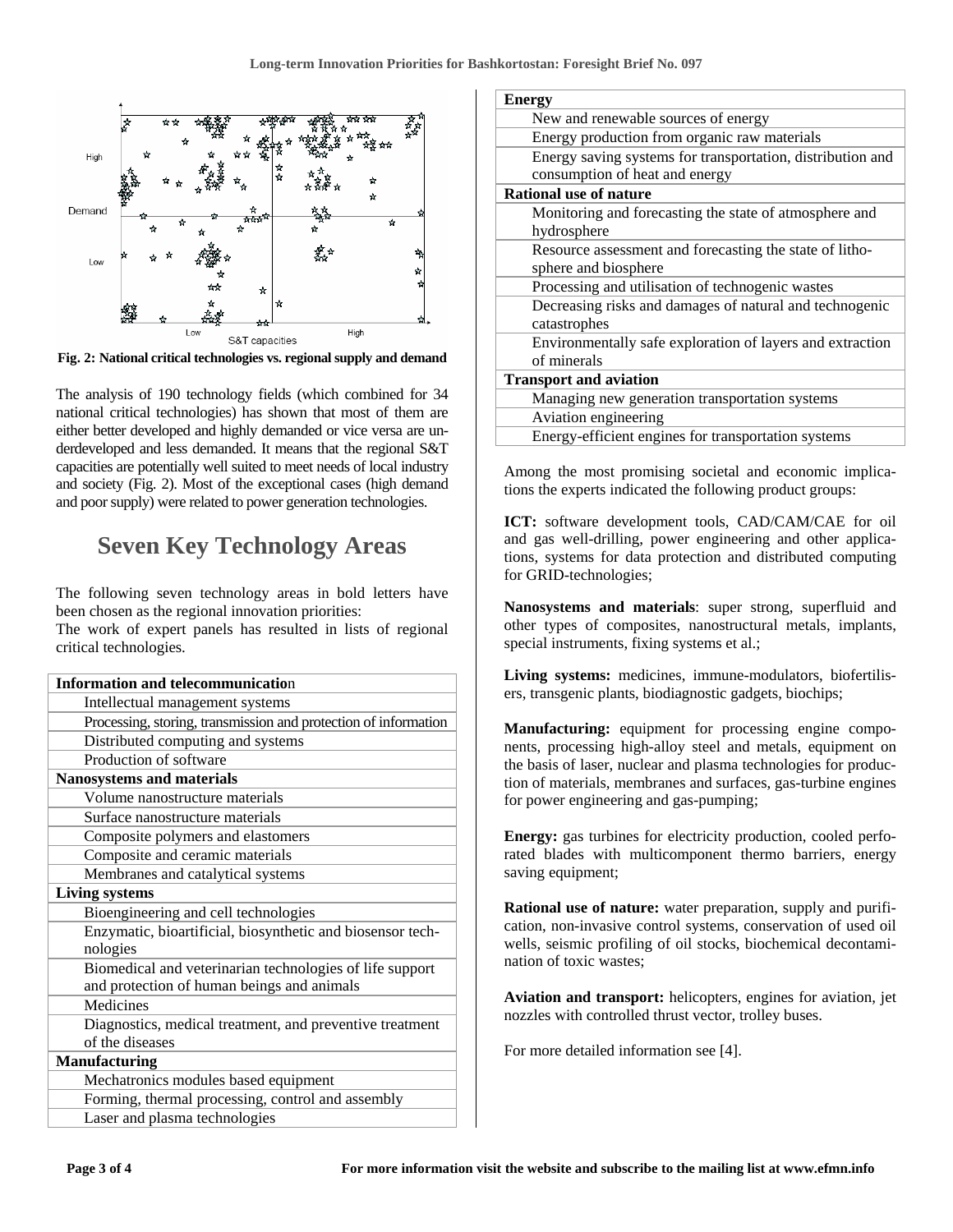Fig. 2: National critical technologies vs. regional supply and demand

The analysis of 190 technology fields (which combined for 34 national critical technologies) has shown that most of them are either better developed and highly demanded or vice versa are underdeveloped and less demanded. It means that the regional S&T capacities are potentially well suited to meet needs of local industry and society (Fig. 2). Most of the exceptional cases (high demand and poor supply) were related to power generation technologies.

## Seven Key Technology Areas

The following seven technology areas in bold letters have been chosen as the regional innovation priorities:
The work of expert panels has resulted in lists of regional critical technologies.

| **Information and telecommunication** |
|---|
| Intellectual management systems |
| Processing, storing, transmission and protection of information |
| Distributed computing and systems |
| Production of software |
| **Nanosystems and materials** |
| Volume nanostructure materials |
| Surface nanostructure materials |
| Composite polymers and elastomers |
| Composite and ceramic materials |
| Membranes and catalytical systems |
| **Living systems** |
| Bioengineering and cell technologies |
| Enzymatic, bioartificial, biosynthetic and biosensor technologies |
| Biomedical and veterinarian technologies of life support and protection of human beings and animals |
| Medicines |
| Diagnostics, medical treatment, and preventive treatment of the diseases |
| **Manufacturing** |
| Mechatronics modules based equipment |
| Forming, thermal processing, control and assembly |
| Laser and plasma technologies |
| **Energy** |
| New and renewable sources of energy |
| Energy production from organic raw materials |
| Energy saving systems for transportation, distribution and consumption of heat and energy |
| **Rational use of nature** |
| Monitoring and forecasting the state of atmosphere and hydrosphere |
| Resource assessment and forecasting the state of lithosphere and biosphere |
| Processing and utilisation of technogenic wastes |
| Decreasing risks and damages of natural and technogenic catastrophes |
| Environmentally safe exploration of layers and extraction of minerals |
| **Transport and aviation** |
| Managing new generation transportation systems |
| Aviation engineering |
| Energy-efficient engines for transportation systems |

Among the most promising societal and economic implications the experts indicated the following product groups:

**ICT:** software development tools, CAD/CAM/CAE for oil and gas well-drilling, power engineering and other applications, systems for data protection and distributed computing for GRID-technologies;

**Nanosystems and materials**: super strong, superfluid and other types of composites, nanostructural metals, implants, special instruments, fixing systems et al.;

**Living systems:** medicines, immune-modulators, biofertilisers, transgenic plants, biodiagnostic gadgets, biochips;

**Manufacturing:** equipment for processing engine components, processing high-alloy steel and metals, equipment on the basis of laser, nuclear and plasma technologies for production of materials, membranes and surfaces, gas-turbine engines for power engineering and gas-pumping;

**Energy:** gas turbines for electricity production, cooled perforated blades with multicomponent thermo barriers, energy saving equipment;

**Rational use of nature:** water preparation, supply and purification, non-invasive control systems, conservation of used oil wells, seismic profiling of oil stocks, biochemical decontamination of toxic wastes;

**Aviation and transport:** helicopters, engines for aviation, jet nozzles with controlled thrust vector, trolley buses.

For more detailed information see [4].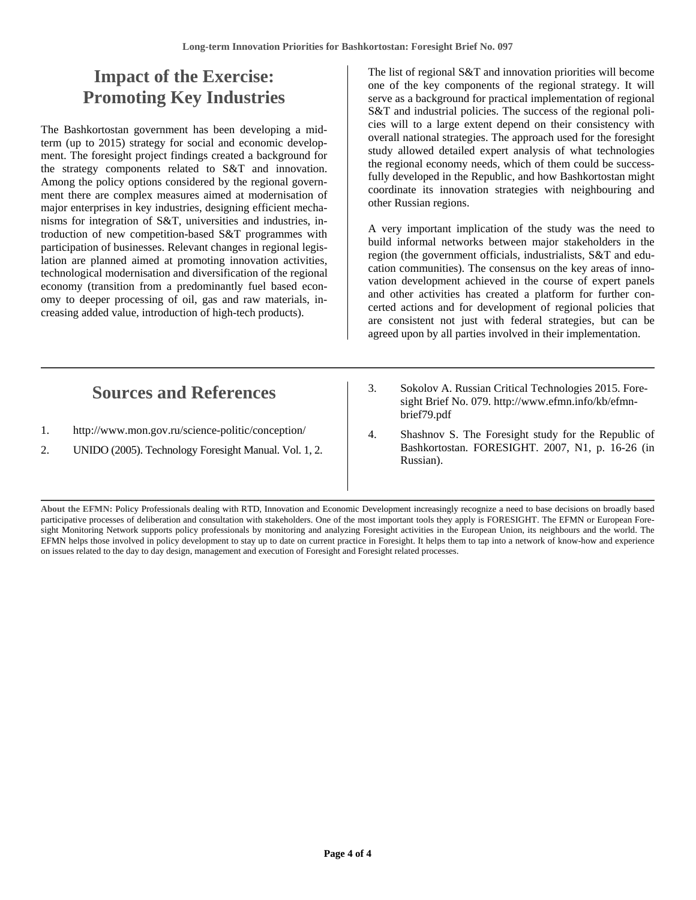## Impact of the Exercise: Promoting Key Industries

The Bashkortostan government has been developing a mid-term (up to 2015) strategy for social and economic development. The foresight project findings created a background for the strategy components related to S&T and innovation. Among the policy options considered by the regional government there are complex measures aimed at modernisation of major enterprises in key industries, designing efficient mechanisms for integration of S&T, universities and industries, introduction of new competition-based S&T programmes with participation of businesses. Relevant changes in regional legislation are planned aimed at promoting innovation activities, technological modernisation and diversification of the regional economy (transition from a predominantly fuel based economy to deeper processing of oil, gas and raw materials, increasing added value, introduction of high-tech products).

The list of regional S&T and innovation priorities will become one of the key components of the regional strategy. It will serve as a background for practical implementation of regional S&T and industrial policies. The success of the regional policies will to a large extent depend on their consistency with overall national strategies. The approach used for the foresight study allowed detailed expert analysis of what technologies the regional economy needs, which of them could be successfully developed in the Republic, and how Bashkortostan might coordinate its innovation strategies with neighbouring and other Russian regions.

A very important implication of the study was the need to build informal networks between major stakeholders in the region (the government officials, industrialists, S&T and education communities). The consensus on the key areas of innovation development achieved in the course of expert panels and other activities has created a platform for further concerted actions and for development of regional policies that are consistent not just with federal strategies, but can be agreed upon by all parties involved in their implementation.

## Sources and References

1. http://www.mon.gov.ru/science-politic/conception/
2. UNIDO (2005). Technology Foresight Manual. Vol. 1, 2.
3. Sokolov A. Russian Critical Technologies 2015. Foresight Brief No. 079. http://www.efmn.info/kb/efmn-brief79.pdf
4. Shashnov S. The Foresight study for the Republic of Bashkortostan. FORESIGHT. 2007, N1, p. 16-26 (in Russian).

**About the EFMN:** Policy Professionals dealing with RTD, Innovation and Economic Development increasingly recognize a need to base decisions on broadly based participative processes of deliberation and consultation with stakeholders. One of the most important tools they apply is FORESIGHT. The EFMN or European Foresight Monitoring Network supports policy professionals by monitoring and analyzing Foresight activities in the European Union, its neighbours and the world. The EFMN helps those involved in policy development to stay up to date on current practice in Foresight. It helps them to tap into a network of know-how and experience on issues related to the day to day design, management and execution of Foresight and Foresight related processes.